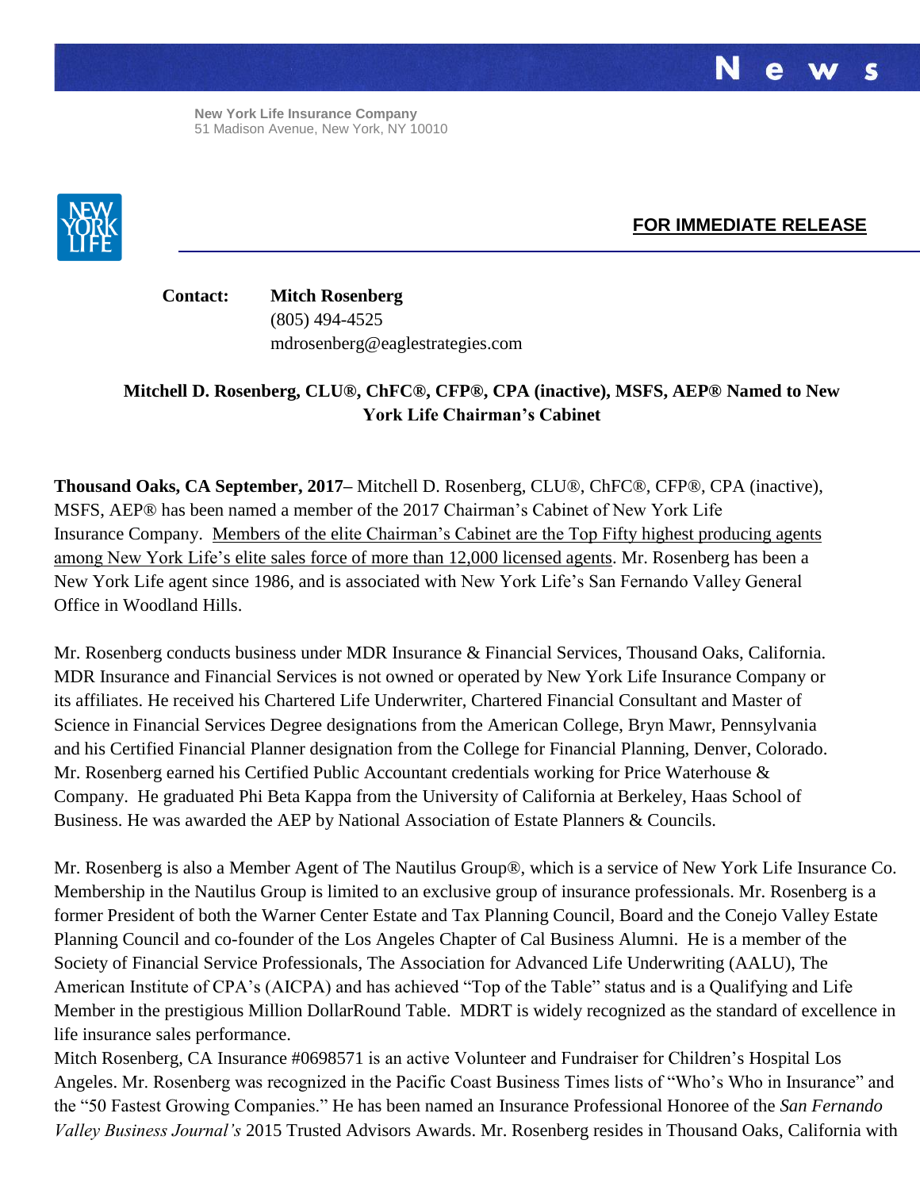**News**

**New York Life Insurance Company**
51 Madison Avenue, New York, NY 10010

**FOR IMMEDIATE RELEASE**

**Contact:** **Mitch Rosenberg**
(805) 494-4525
mdrosenberg@eaglestrategies.com

## Mitchell D. Rosenberg, CLU®, ChFC®, CFP®, CPA (inactive), MSFS, AEP® Named to New York Life Chairman's Cabinet

**Thousand Oaks, CA September, 2017–** Mitchell D. Rosenberg, CLU®, ChFC®, CFP®, CPA (inactive), MSFS, AEP® has been named a member of the 2017 Chairman's Cabinet of New York Life Insurance Company. Members of the elite Chairman's Cabinet are the Top Fifty highest producing agents among New York Life's elite sales force of more than 12,000 licensed agents. Mr. Rosenberg has been a New York Life agent since 1986, and is associated with New York Life's San Fernando Valley General Office in Woodland Hills.

Mr. Rosenberg conducts business under MDR Insurance & Financial Services, Thousand Oaks, California. MDR Insurance and Financial Services is not owned or operated by New York Life Insurance Company or its affiliates. He received his Chartered Life Underwriter, Chartered Financial Consultant and Master of Science in Financial Services Degree designations from the American College, Bryn Mawr, Pennsylvania and his Certified Financial Planner designation from the College for Financial Planning, Denver, Colorado. Mr. Rosenberg earned his Certified Public Accountant credentials working for Price Waterhouse & Company. He graduated Phi Beta Kappa from the University of California at Berkeley, Haas School of Business. He was awarded the AEP by National Association of Estate Planners & Councils.

Mr. Rosenberg is also a Member Agent of The Nautilus Group®, which is a service of New York Life Insurance Co. Membership in the Nautilus Group is limited to an exclusive group of insurance professionals. Mr. Rosenberg is a former President of both the Warner Center Estate and Tax Planning Council, Board and the Conejo Valley Estate Planning Council and co-founder of the Los Angeles Chapter of Cal Business Alumni. He is a member of the Society of Financial Service Professionals, The Association for Advanced Life Underwriting (AALU), The American Institute of CPA's (AICPA) and has achieved "Top of the Table" status and is a Qualifying and Life Member in the prestigious Million DollarRound Table. MDRT is widely recognized as the standard of excellence in life insurance sales performance.

Mitch Rosenberg, CA Insurance #0698571 is an active Volunteer and Fundraiser for Children's Hospital Los Angeles. Mr. Rosenberg was recognized in the Pacific Coast Business Times lists of "Who's Who in Insurance" and the "50 Fastest Growing Companies." He has been named an Insurance Professional Honoree of the *San Fernando Valley Business Journal's* 2015 Trusted Advisors Awards. Mr. Rosenberg resides in Thousand Oaks, California with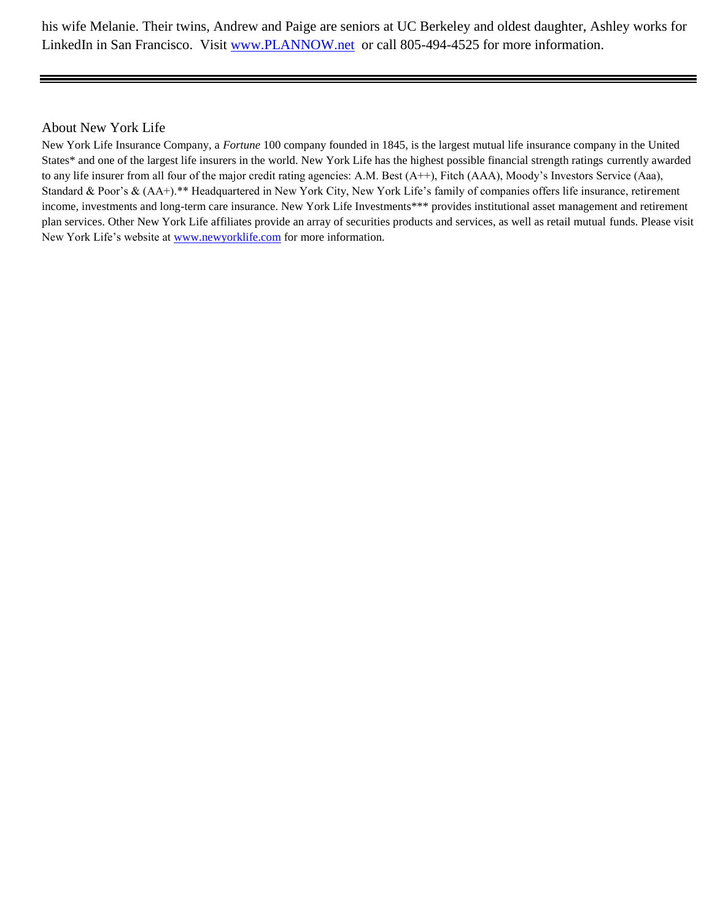his wife Melanie. Their twins, Andrew and Paige are seniors at UC Berkeley and oldest daughter, Ashley works for LinkedIn in San Francisco. Visit [www.PLANNOW.net](http://www.PLANNOW.net) or call 805-494-4525 for more information.

---

## About New York Life

New York Life Insurance Company, a *Fortune* 100 company founded in 1845, is the largest mutual life insurance company in the United States* and one of the largest life insurers in the world. New York Life has the highest possible financial strength ratings currently awarded to any life insurer from all four of the major credit rating agencies: A.M. Best (A++), Fitch (AAA), Moody's Investors Service (Aaa), Standard & Poor's & (AA+).** Headquartered in New York City, New York Life's family of companies offers life insurance, retirement income, investments and long-term care insurance. New York Life Investments*** provides institutional asset management and retirement plan services. Other New York Life affiliates provide an array of securities products and services, as well as retail mutual funds. Please visit New York Life's website at [www.newyorklife.com](http://www.newyorklife.com) for more information.